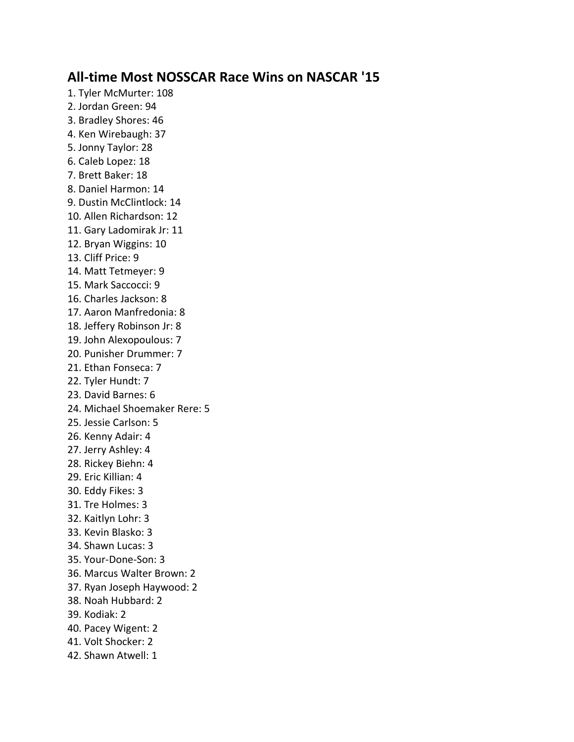## All-time Most NOSSCAR Race Wins on NASCAR '15

1. Tyler McMurter: 108
2. Jordan Green: 94
3. Bradley Shores: 46
4. Ken Wirebaugh: 37
5. Jonny Taylor: 28
6. Caleb Lopez: 18
7. Brett Baker: 18
8. Daniel Harmon: 14
9. Dustin McClintlock: 14
10. Allen Richardson: 12
11. Gary Ladomirak Jr: 11
12. Bryan Wiggins: 10
13. Cliff Price: 9
14. Matt Tetmeyer: 9
15. Mark Saccocci: 9
16. Charles Jackson: 8
17. Aaron Manfredonia: 8
18. Jeffery Robinson Jr: 8
19. John Alexopoulous: 7
20. Punisher Drummer: 7
21. Ethan Fonseca: 7
22. Tyler Hundt: 7
23. David Barnes: 6
24. Michael Shoemaker Rere: 5
25. Jessie Carlson: 5
26. Kenny Adair: 4
27. Jerry Ashley: 4
28. Rickey Biehn: 4
29. Eric Killian: 4
30. Eddy Fikes: 3
31. Tre Holmes: 3
32. Kaitlyn Lohr: 3
33. Kevin Blasko: 3
34. Shawn Lucas: 3
35. Your-Done-Son: 3
36. Marcus Walter Brown: 2
37. Ryan Joseph Haywood: 2
38. Noah Hubbard: 2
39. Kodiak: 2
40. Pacey Wigent: 2
41. Volt Shocker: 2
42. Shawn Atwell: 1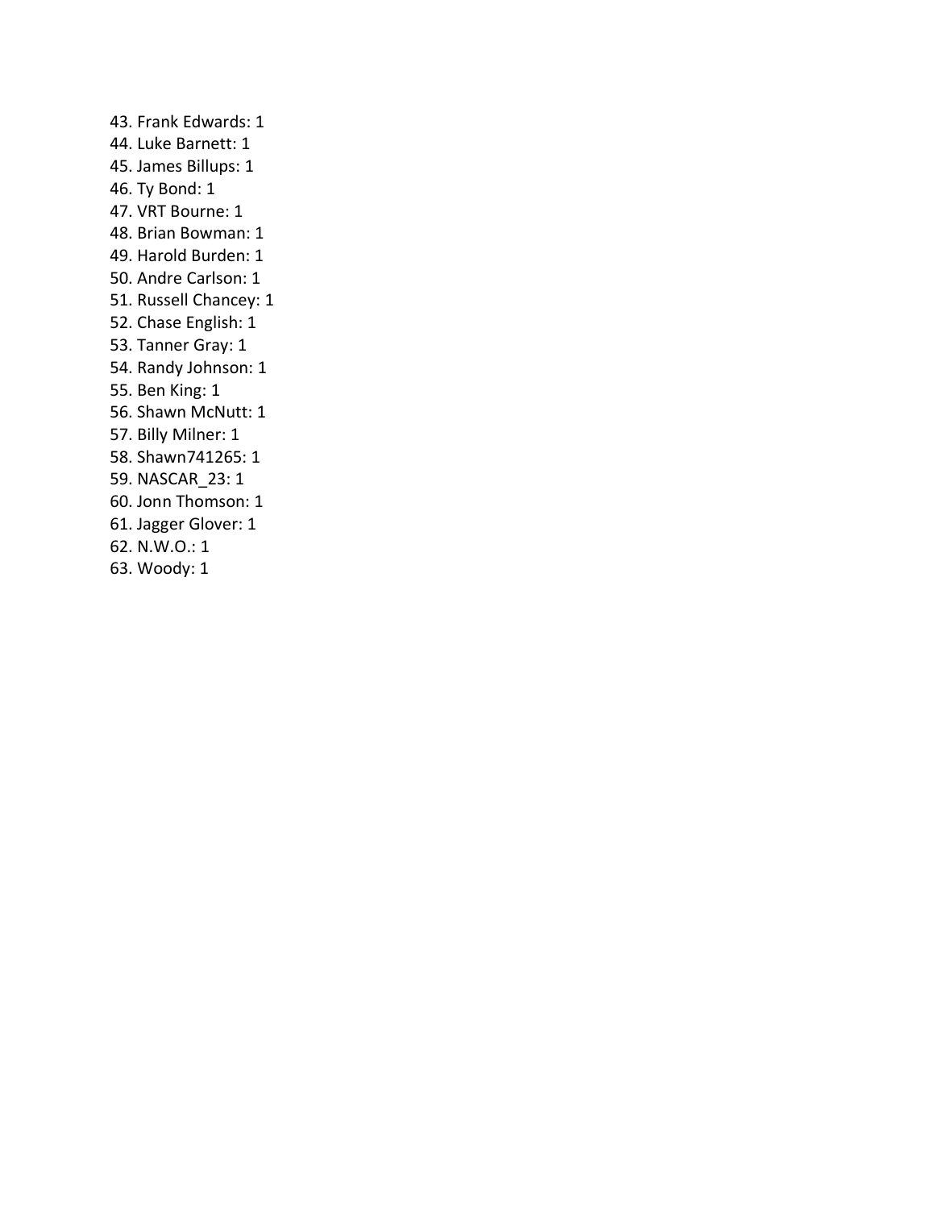43. Frank Edwards: 1
44. Luke Barnett: 1
45. James Billups: 1
46. Ty Bond: 1
47. VRT Bourne: 1
48. Brian Bowman: 1
49. Harold Burden: 1
50. Andre Carlson: 1
51. Russell Chancey: 1
52. Chase English: 1
53. Tanner Gray: 1
54. Randy Johnson: 1
55. Ben King: 1
56. Shawn McNutt: 1
57. Billy Milner: 1
58. Shawn741265: 1
59. NASCAR_23: 1
60. Jonn Thomson: 1
61. Jagger Glover: 1
62. N.W.O.: 1
63. Woody: 1